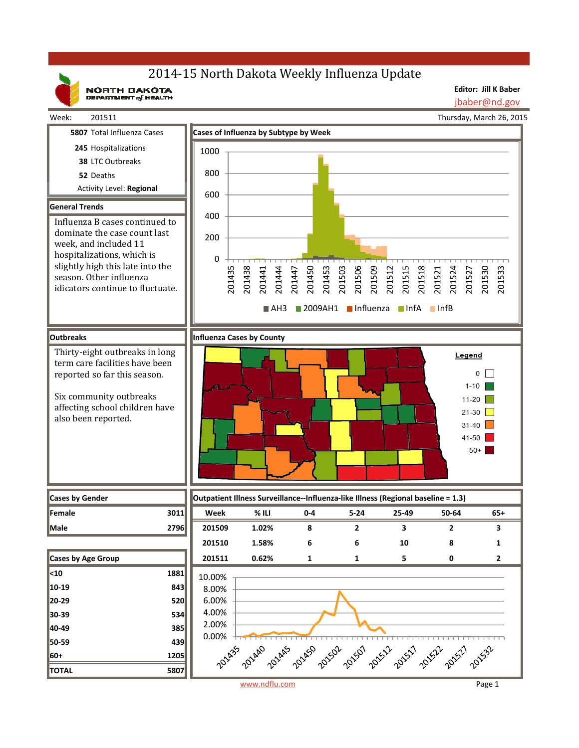# 2014-15 North Dakota Weekly Influenza Update

NORTH DAKOTA DEPARTMENT of HEALTH

**Editor: Jill K Baber**
jbaber@nd.gov

Week: 201511 — Thursday, March 26, 2015

| | |
|---|---|
| **5807** | Total Influenza Cases |
| **245** | Hospitalizations |
| **38** | LTC Outbreaks |
| **52** | Deaths |

Activity Level: **Regional**

## General Trends

Influenza B cases continued to dominate the case count last week, and included 11 hospitalizations, which is slightly high this late into the season. Other influenza idicators continue to fluctuate.

## Outbreaks

Thirty-eight outbreaks in long term care facilities have been reported so far this season.

Six community outbreaks affecting school children have also been reported.

## Cases of Influenza by Subtype by Week

Legend: AH3, 2009AH1, Influenza, InfA, InfB

## Influenza Cases by County

Legend: 0; 1-10; 11-20; 21-30; 31-40; 41-50; 50+

## Cases by Gender

| Gender | Cases |
|---|---|
| Female | 3011 |
| Male | 2796 |

## Cases by Age Group

| Age Group | Cases |
|---|---|
| <10 | 1881 |
| 10-19 | 843 |
| 20-29 | 520 |
| 30-39 | 534 |
| 40-49 | 385 |
| 50-59 | 439 |
| 60+ | 1205 |
| **TOTAL** | **5807** |

## Outpatient Illness Surveillance--Influenza-like Illness (Regional baseline = 1.3)

| Week | % ILI | 0-4 | 5-24 | 25-49 | 50-64 | 65+ |
|---|---|---|---|---|---|---|
| 201509 | 1.02% | 8 | 2 | 3 | 2 | 3 |
| 201510 | 1.58% | 6 | 6 | 10 | 8 | 1 |
| 201511 | 0.62% | 1 | 1 | 5 | 0 | 2 |

www.ndflu.com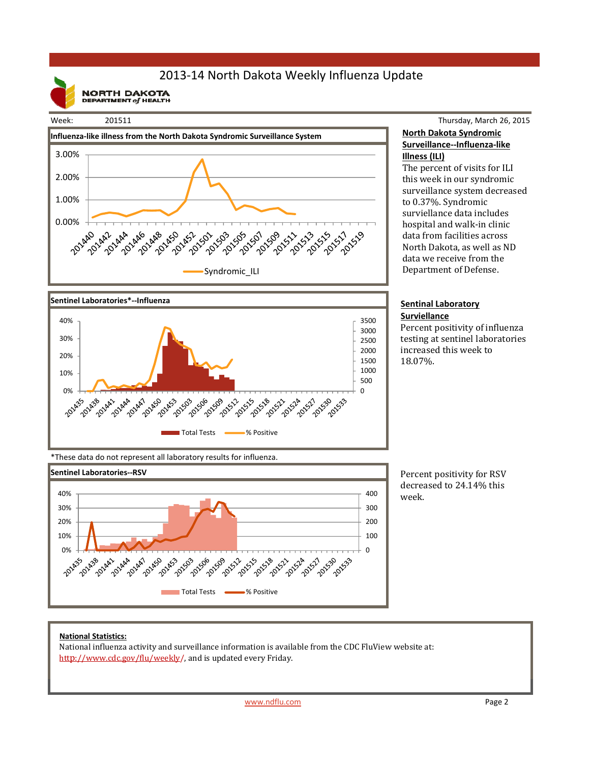# 2013-14 North Dakota Weekly Influenza Update

NORTH DAKOTA DEPARTMENT of HEALTH

Week: 201511 — Thursday, March 26, 2015

**Influenza-like illness from the North Dakota Syndromic Surveillance System**

**North Dakota Syndromic Surveillance--Influenza-like Illness (ILI)**

The percent of visits for ILI this week in our syndromic surveillance system decreased to 0.37%. Syndromic surviellance data includes hospital and walk-in clinic data from facilities across North Dakota, as well as ND data we receive from the Department of Defense.

**Sentinel Laboratories*--Influenza**

**Sentinal Laboratory Surviellance**

Percent positivity of influenza testing at sentinel laboratories increased this week to 18.07%.

*These data do not represent all laboratory results for influenza.

**Sentinel Laboratories--RSV**

Percent positivity for RSV decreased to 24.14% this week.

**National Statistics:**

National influenza activity and surveillance information is available from the CDC FluView website at: http://www.cdc.gov/flu/weekly/, and is updated every Friday.

www.ndflu.com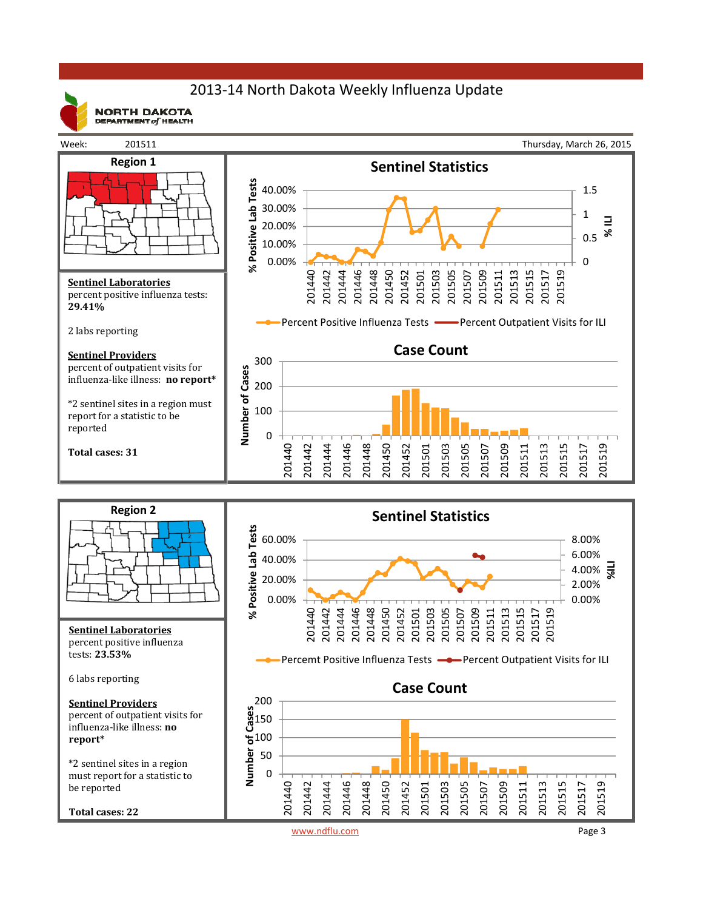# 2013-14 North Dakota Weekly Influenza Update

NORTH DAKOTA DEPARTMENT of HEALTH

Week: 201511 | Thursday, March 26, 2015

## Region 1

**Sentinel Laboratories**
percent positive influenza tests: **29.41%**

2 labs reporting

**Sentinel Providers**
percent of outpatient visits for influenza-like illness: **no report***

*2 sentinel sites in a region must report for a statistic to be reported

**Total cases: 31**

### Sentinel Statistics

Percent Positive Influenza Tests — Percent Outpatient Visits for ILI

### Case Count

## Region 2

**Sentinel Laboratories**
percent positive influenza tests: **23.53%**

6 labs reporting

**Sentinel Providers**
percent of outpatient visits for influenza-like illness: **no report***

*2 sentinel sites in a region must report for a statistic to be reported

**Total cases: 22**

### Sentinel Statistics

Percemt Positive Influenza Tests — Percent Outpatient Visits for ILI

### Case Count

www.ndflu.com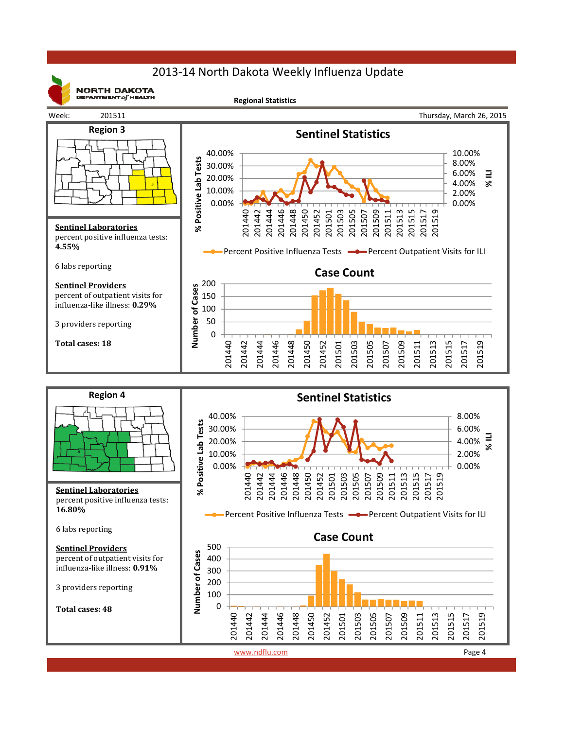# 2013-14 North Dakota Weekly Influenza Update

NORTH DAKOTA DEPARTMENT of HEALTH

**Regional Statistics**

Week: 201511

Thursday, March 26, 2015

## Region 3

**Sentinel Laboratories**
percent positive influenza tests:
**4.55%**

6 labs reporting

**Sentinel Providers**
percent of outpatient visits for influenza-like illness: **0.29%**

3 providers reporting

**Total cases: 18**

### Sentinel Statistics

% Positive Lab Tests

40.00%
30.00%
20.00%
10.00%
0.00%

% ILI

10.00%
8.00%
6.00%
4.00%
2.00%
0.00%

201440 201442 201444 201446 201448 201450 201452 201501 201503 201505 201507 201509 201511 201513 201515 201517 201519

Percent Positive Influenza Tests — Percent Outpatient Visits for ILI

### Case Count

Number of Cases

200
150
100
50
0

201440 201442 201444 201446 201448 201450 201452 201501 201503 201505 201507 201509 201511 201513 201515 201517 201519

## Region 4

**Sentinel Laboratories**
percent positive influenza tests:
**16.80%**

6 labs reporting

**Sentinel Providers**
percent of outpatient visits for influenza-like illness: **0.91%**

3 providers reporting

**Total cases: 48**

### Sentinel Statistics

% Positive Lab Tests

40.00%
30.00%
20.00%
10.00%
0.00%

% ILI

8.00%
6.00%
4.00%
2.00%
0.00%

201440 201442 201444 201446 201448 201450 201452 201501 201503 201505 201507 201509 201511 201513 201515 201517 201519

Percent Positive Influenza Tests — Percent Outpatient Visits for ILI

### Case Count

Number of Cases

500
400
300
200
100
0

201440 201442 201444 201446 201448 201450 201452 201501 201503 201505 201507 201509 201511 201513 201515 201517 201519

www.ndflu.com